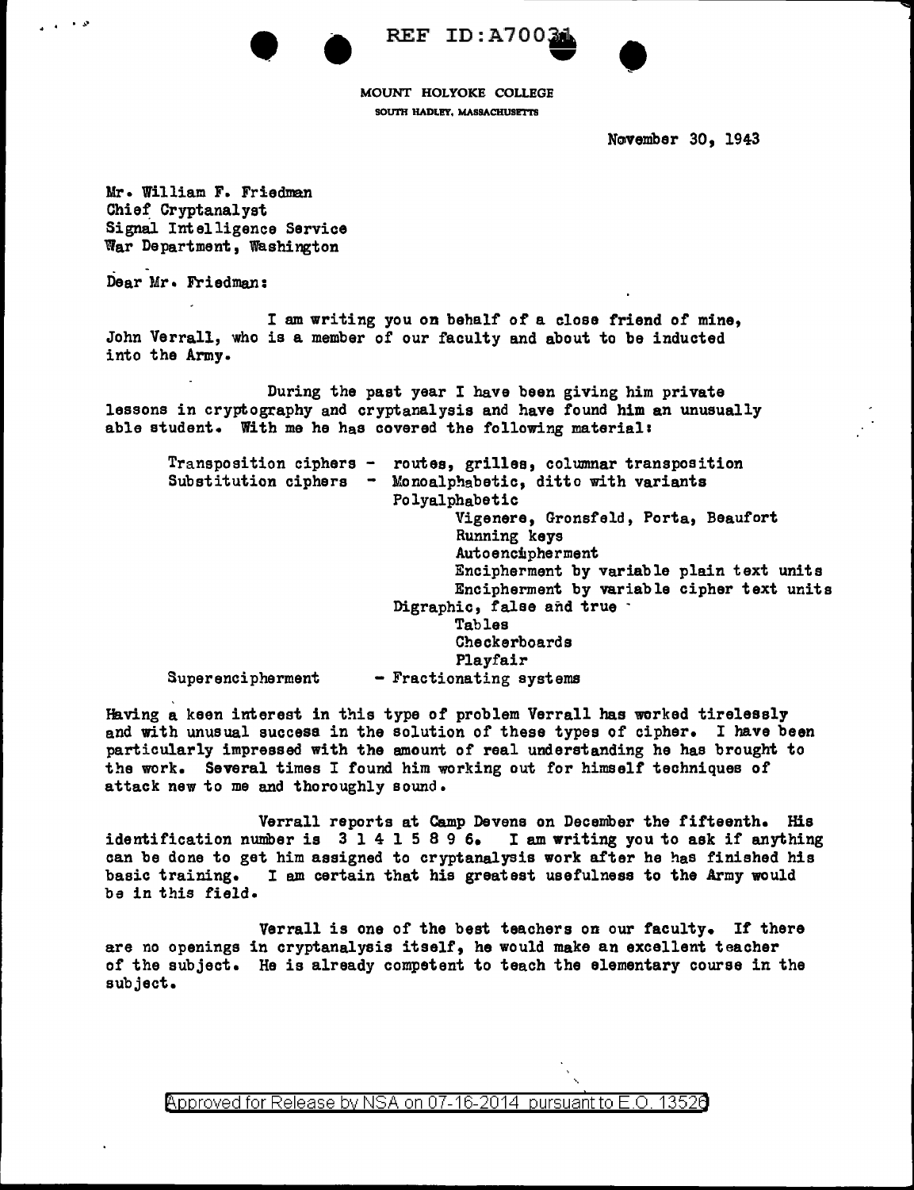MOUNT HOLYOKE COLLEGE
SOUTH HADLEY, MASSACHUSETTS

November 30, 1943

Mr. William F. Friedman
Chief Cryptanalyst
Signal Intelligence Service
War Department, Washington

Dear Mr. Friedman:

I am writing you on behalf of a close friend of mine, John Verrall, who is a member of our faculty and about to be inducted into the Army.

During the past year I have been giving him private lessons in cryptography and cryptanalysis and have found him an unusually able student. With me he has covered the following material:

- Transposition ciphers - routes, grilles, columnar transposition
- Substitution ciphers - Monoalphabetic, ditto with variants
  - Polyalphabetic
    - Vigenere, Gronsfeld, Porta, Beaufort
    - Running keys
    - Autoencipherment
    - Encipherment by variable plain text units
    - Encipherment by variable cipher text units
  - Digraphic, false and true
    - Tables
    - Checkerboards
    - Playfair
- Superencipherment - Fractionating systems

Having a keen interest in this type of problem Verrall has worked tirelessly and with unusual success in the solution of these types of cipher. I have been particularly impressed with the amount of real understanding he has brought to the work. Several times I found him working out for himself techniques of attack new to me and thoroughly sound.

Verrall reports at Camp Devens on December the fifteenth. His identification number is 3 1 4 1 5 8 9 6. I am writing you to ask if anything can be done to get him assigned to cryptanalysis work after he has finished his basic training. I am certain that his greatest usefulness to the Army would be in this field.

Verrall is one of the best teachers on our faculty. If there are no openings in cryptanalysis itself, he would make an excellent teacher of the subject. He is already competent to teach the elementary course in the subject.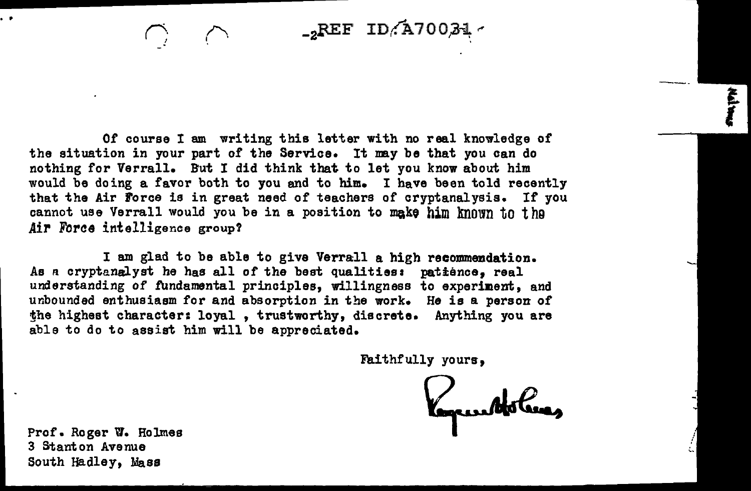Of course I am writing this letter with no real knowledge of the situation in your part of the Service. It may be that you can do nothing for Verrall. But I did think that to let you know about him would be doing a favor both to you and to him. I have been told recently that the Air Force is in great need of teachers of cryptanalysis. If you cannot use Verrall would you be in a position to make him known to the Air Force intelligence group?

I am glad to be able to give Verrall a high recommendation. As a cryptanalyst he has all of the best qualities: patience, real understanding of fundamental principles, willingness to experiment, and unbounded enthusiasm for and absorption in the work. He is a person of the highest character: loyal, trustworthy, discrete. Anything you are able to do to assist him will be appreciated.

Faithfully yours,

Roger Holmes

Prof. Roger W. Holmes
3 Stanton Avenue
South Hadley, Mass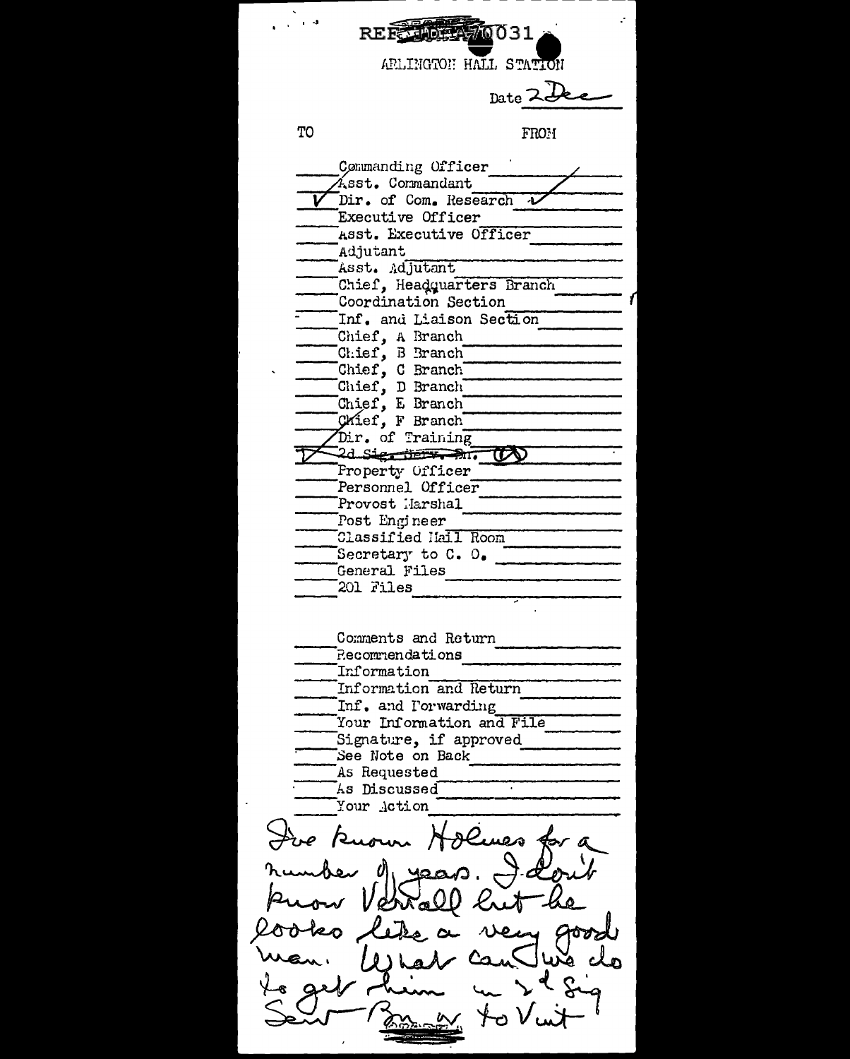REF ID:A70031

ARLINGTON HALL STATION

Date 2 Dec

| TO | | FROM |
|---|---|---|
| | Commanding Officer | |
| | Asst. Commandant | ✓ |
| ✓ | Dir. of Com. Research | ✓ |
| | Executive Officer | |
| | Asst. Executive Officer | |
| | Adjutant | |
| | Asst. Adjutant | |
| | Chief, Headquarters Branch | |
| | Coordination Section | |
| | Inf. and Liaison Section | |
| | Chief, A Branch | |
| | Chief, B Branch | |
| | Chief, C Branch | |
| | Chief, D Branch | |
| | Chief, E Branch | |
| | Chief, F Branch | |
| | Dir. of Training | |
| ✓ | 2d Sig. Serv. Bn. (CO) | |
| | Property Officer | |
| | Personnel Officer | |
| | Provost Marshal | |
| | Post Engineer | |
| | Classified Mail Room | |
| | Secretary to C. O. | |
| | General Files | |
| | 201 Files | |

| | |
|---|---|
| | Comments and Return |
| | Recommendations |
| | Information |
| | Information and Return |
| | Inf. and Forwarding |
| | Your Information and File |
| | Signature, if approved |
| | See Note on Back |
| | As Requested |
| | As Discussed |
| | Your Action |

I've known Holmes for a number of years. I don't know Verrall but he looks like a very good man. What can we do to get him in 2d Sig Serv Bn or to Unit?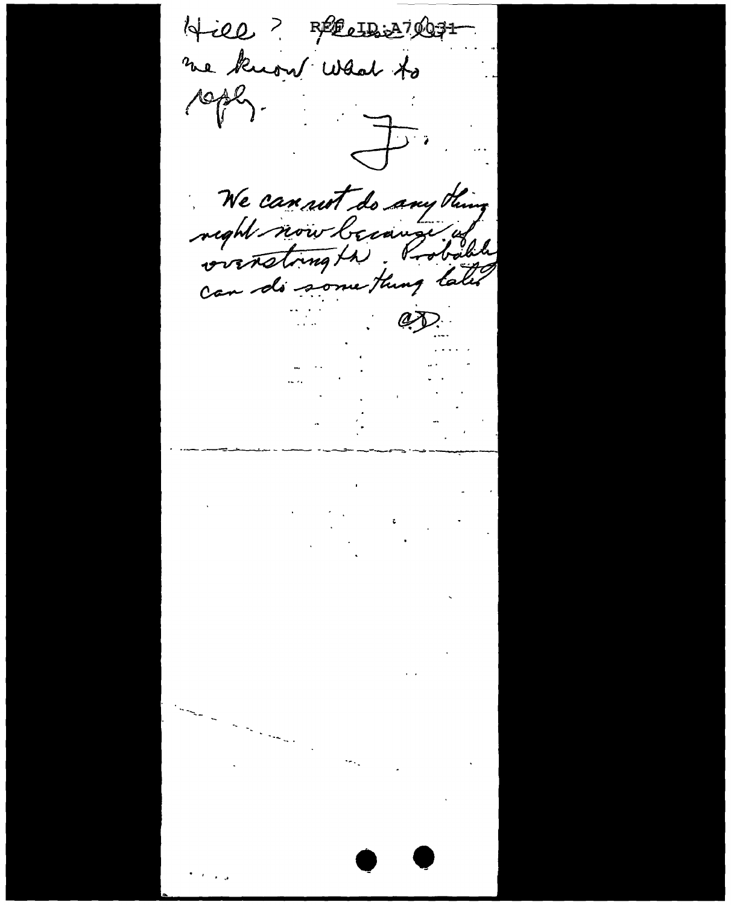Hill? Please let me know what to reply.

F.

We cannot do anything right now because of overstrength. Probably can do something later

C.D.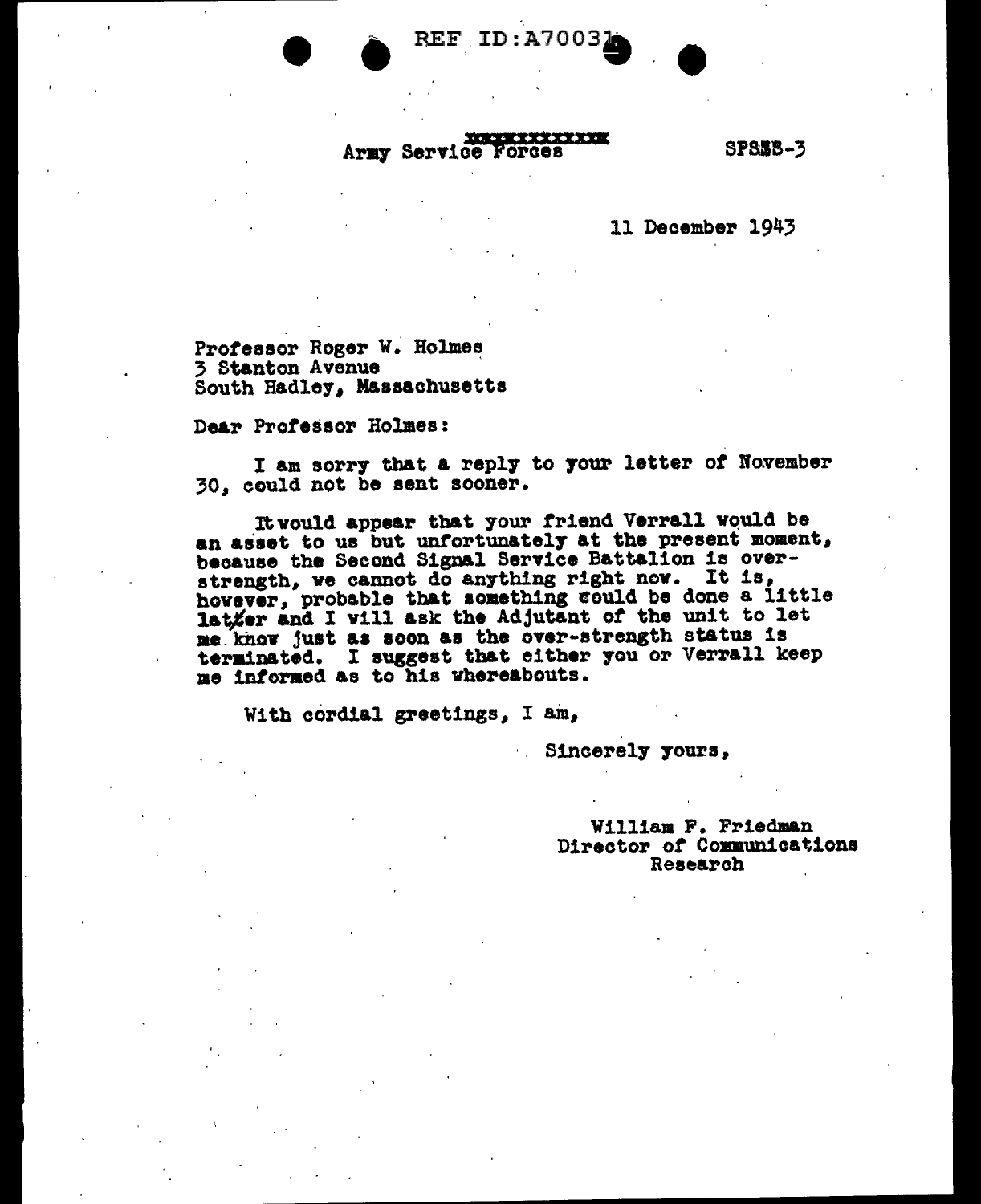REF ID:A70031

Army Service Forces SPSSS-3

11 December 1943

Professor Roger W. Holmes
3 Stanton Avenue
South Hadley, Massachusetts

Dear Professor Holmes:

I am sorry that a reply to your letter of November 30, could not be sent sooner.

It would appear that your friend Verrall would be an asset to us but unfortunately at the present moment, because the Second Signal Service Battalion is over-strength, we cannot do anything right now. It is, however, probable that something could be done a little later and I will ask the Adjutant of the unit to let me know just as soon as the over-strength status is terminated. I suggest that either you or Verrall keep me informed as to his whereabouts.

With cordial greetings, I am,

Sincerely yours,

William F. Friedman
Director of Communications
Research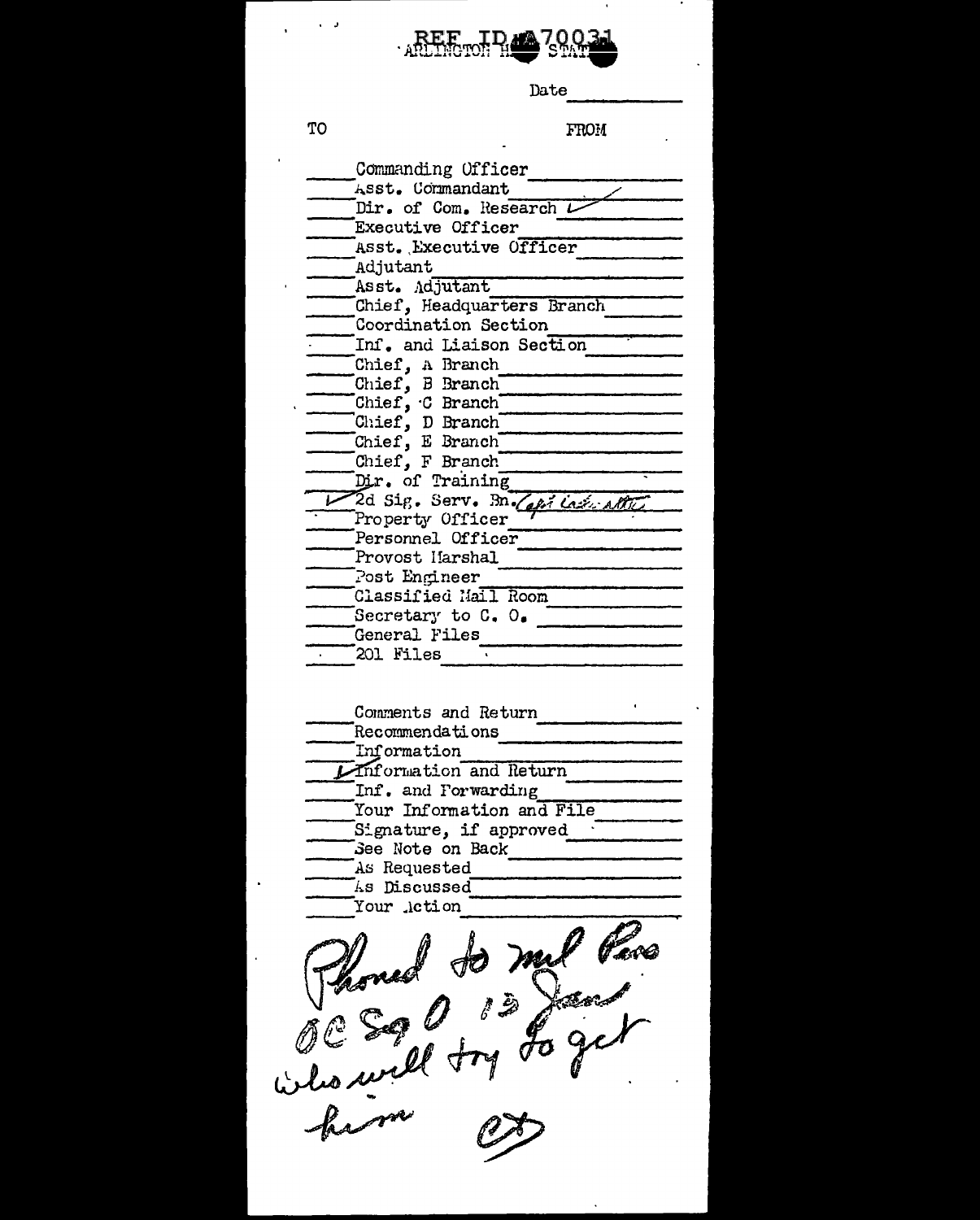REF ID:A70031
ARLINGTON HALL STATION

Date ___________

| TO | | FROM |
|---|---|---|
| | Commanding Officer | |
| | Asst. Commandant | ✓ |
| | Dir. of Com. Research | ✓ |
| | Executive Officer | |
| | Asst. Executive Officer | |
| | Adjutant | |
| | Asst. Adjutant | |
| | Chief, Headquarters Branch | |
| | Coordination Section | |
| | Inf. and Liaison Section | |
| | Chief, A Branch | |
| | Chief, B Branch | |
| | Chief, C Branch | |
| | Chief, D Branch | |
| | Chief, E Branch | |
| | Chief, F Branch | |
| | Dir. of Training | |
| ✓ | 2d Sig. Serv. Bn. Capt ... attn | |
| | Property Officer | |
| | Personnel Officer | |
| | Provost Marshal | |
| | Post Engineer | |
| | Classified Mail Room | |
| | Secretary to C. O. | |
| | General Files | |
| | 201 Files | |

| | |
|---|---|
| | Comments and Return |
| | Recommendations |
| | Information |
| ✓ | Information and Return |
| | Inf. and Forwarding |
| | Your Information and File |
| | Signature, if approved |
| | See Note on Back |
| | As Requested |
| | As Discussed |
| | Your Action |

Phoned to Mil Pers OC Sig O 13 Jan who will try to get him

[initials]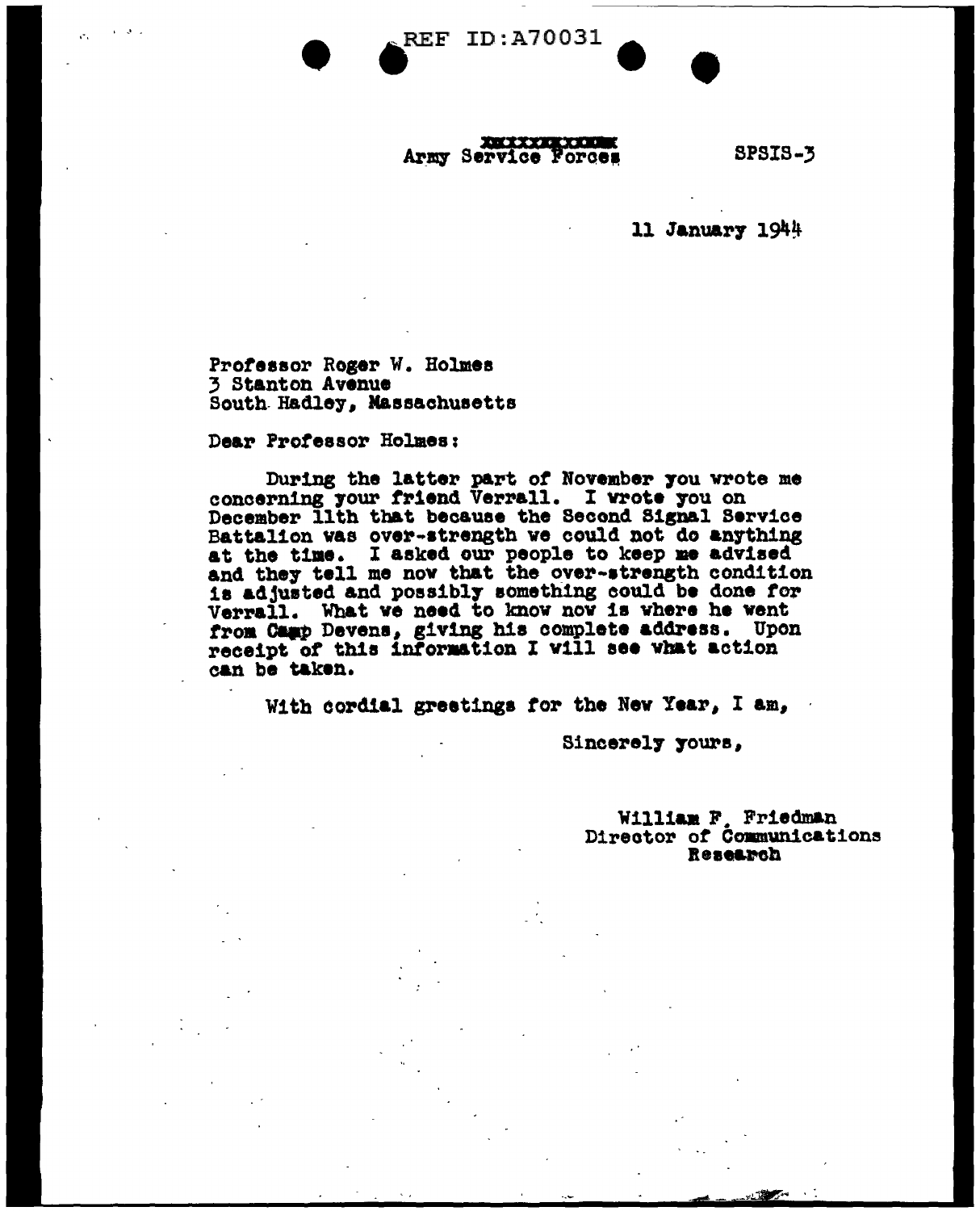REF ID:A70031

~~xxxxxxxxxxxx~~
Army Service Forces

SPSIS-3

11 January 1944

Professor Roger W. Holmes
3 Stanton Avenue
South Hadley, Massachusetts

Dear Professor Holmes:

During the latter part of November you wrote me concerning your friend Verrall. I wrote you on December 11th that because the Second Signal Service Battalion was over-strength we could not do anything at the time. I asked our people to keep me advised and they tell me now that the over-strength condition is adjusted and possibly something could be done for Verrall. What we need to know now is where he went from Camp Devens, giving his complete address. Upon receipt of this information I will see what action can be taken.

With cordial greetings for the New Year, I am,

Sincerely yours,

William F. Friedman
Director of Communications
Research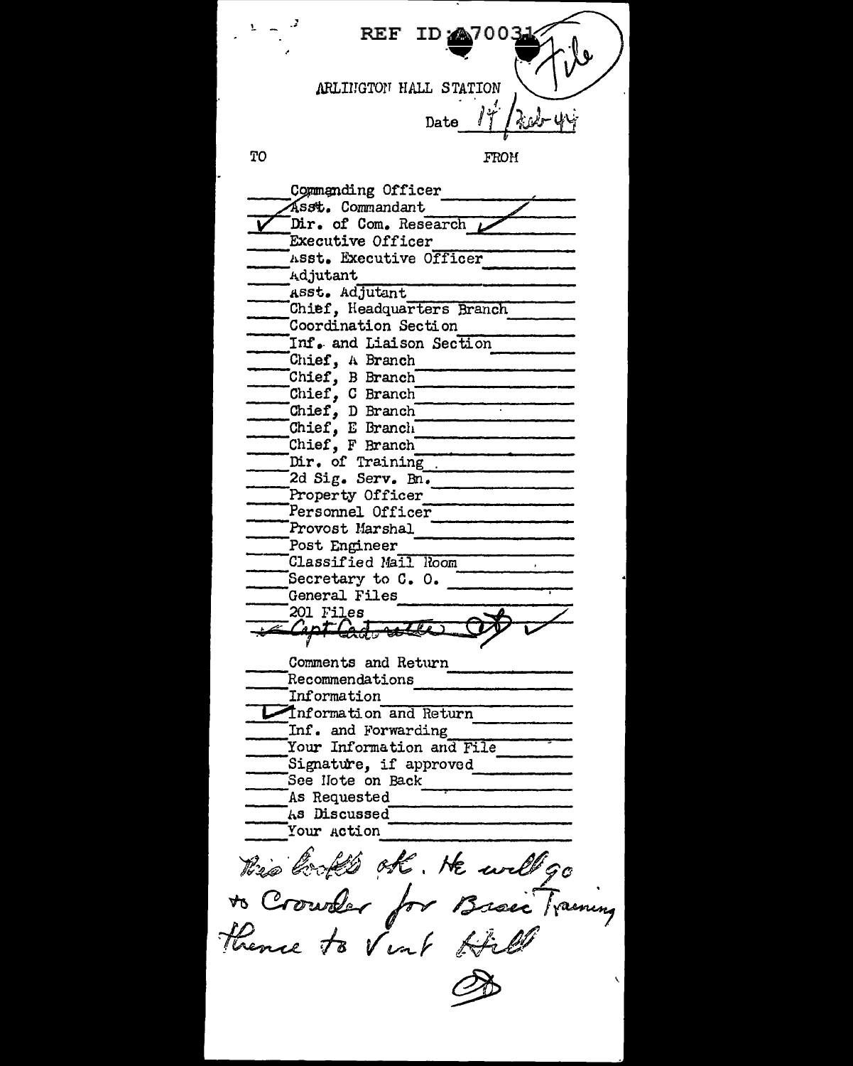REF ID:A70031

File

ARLINGTON HALL STATION

Date 17 Feb 44

| TO | | FROM |
|---|---|---|
| | Commanding Officer | |
| | Asst. Commandant | ✓ |
| ✓ | Dir. of Com. Research | ✓ |
| | Executive Officer | |
| | Asst. Executive Officer | |
| | Adjutant | |
| | Asst. Adjutant | |
| | Chief, Headquarters Branch | |
| | Coordination Section | |
| | Inf. and Liaison Section | |
| | Chief, A Branch | |
| | Chief, B Branch | |
| | Chief, C Branch | |
| | Chief, D Branch | |
| | Chief, E Branch | |
| | Chief, F Branch | |
| | Dir. of Training | |
| | 2d Sig. Serv. Bn. | |
| | Property Officer | |
| | Personnel Officer | |
| | Provost Marshal | |
| | Post Engineer | |
| | Classified Mail Room | |
| | Secretary to C. O. | |
| | General Files | |
| | 201 Files | |
| ✓ | Capt Cadwalader | ✓ |
| | Comments and Return | |
| | Recommendations | |
| | Information | |
| ✓ | Information and Return | |
| | Inf. and Forwarding | |
| | Your Information and File | |
| | Signature, if approved | |
| | See Note on Back | |
| | As Requested | |
| | As Discussed | |
| | Your Action | |

This looks OK. He will go to Crowder for Basic Training thence to Vint Hill

OD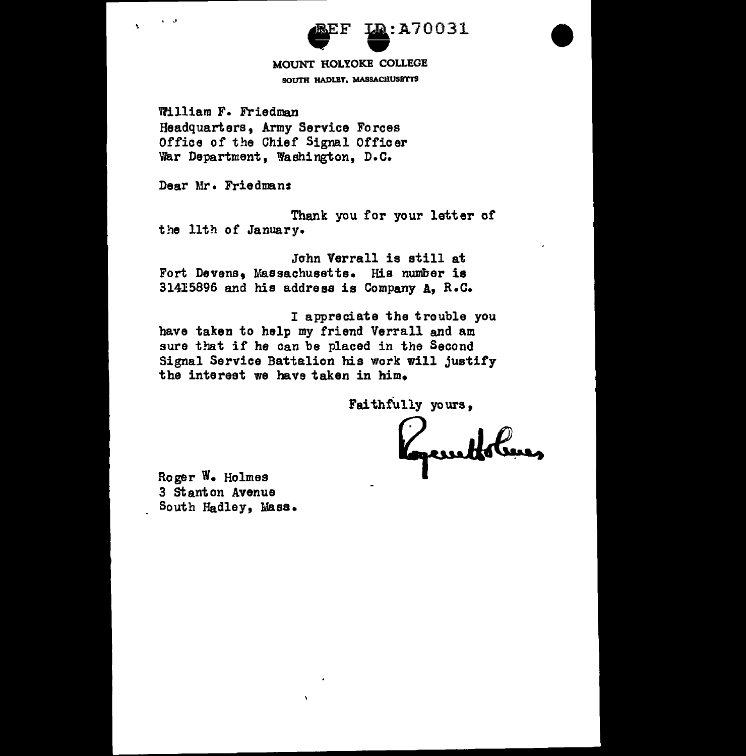REF ID:A70031

MOUNT HOLYOKE COLLEGE
SOUTH HADLEY, MASSACHUSETTS

William F. Friedman
Headquarters, Army Service Forces
Office of the Chief Signal Officer
War Department, Washington, D.C.

Dear Mr. Friedman:

Thank you for your letter of the 11th of January.

John Verrall is still at Fort Devens, Massachusetts. His number is 31415896 and his address is Company A, R.C.

I appreciate the trouble you have taken to help my friend Verrall and am sure that if he can be placed in the Second Signal Service Battalion his work will justify the interest we have taken in him.

Faithfully yours,

Roger Holmes

Roger W. Holmes
3 Stanton Avenue
South Hadley, Mass.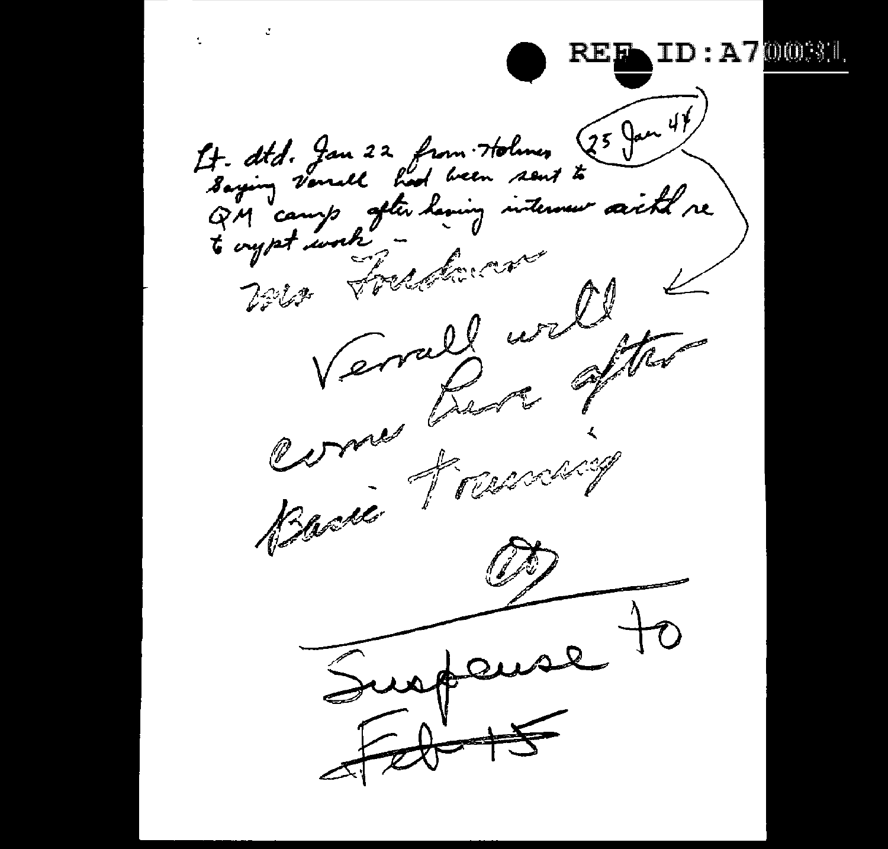REF ID:A700031

Lt. dtd. Jan 22 from Holmes saying Verrall had been sent to QM camp after having interview with re to crypt work –

25 Jan 44

Mr. Friedman

Verrall will come here after basic training

~~Suspense to Feb 15~~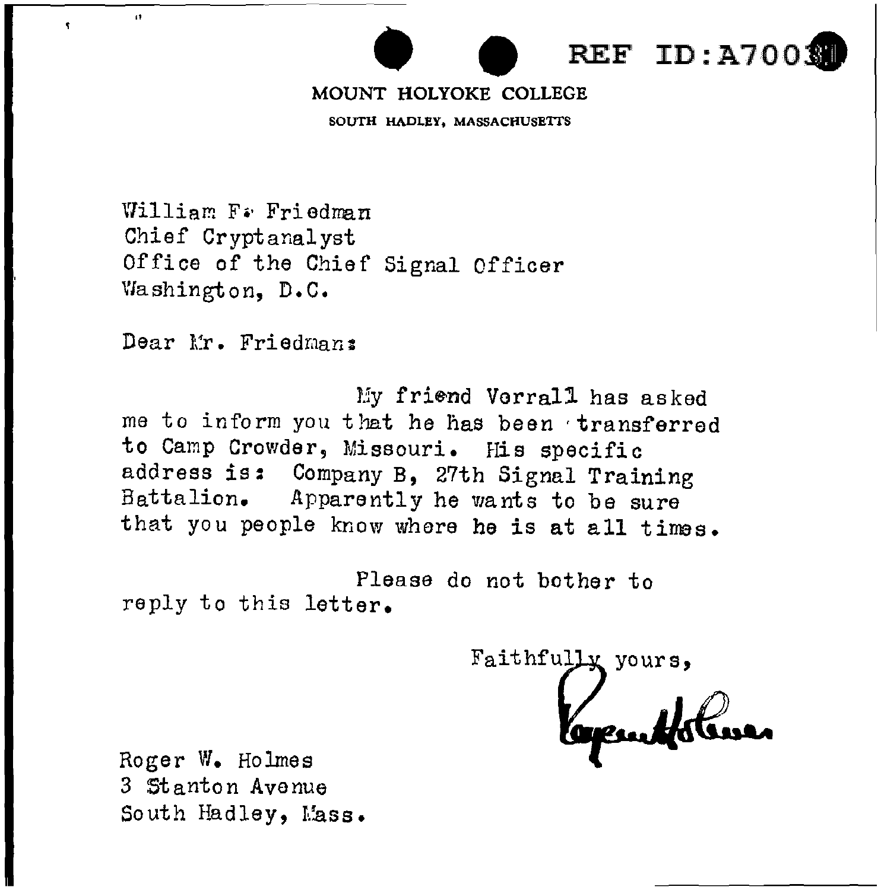REF ID:A70031

MOUNT HOLYOKE COLLEGE

SOUTH HADLEY, MASSACHUSETTS

William F. Friedman
Chief Cryptanalyst
Office of the Chief Signal Officer
Washington, D.C.

Dear Mr. Friedman:

My friend Vorrall has asked me to inform you that he has been transferred to Camp Crowder, Missouri. His specific address is: Company B, 27th Signal Training Battalion. Apparently he wants to be sure that you people know where he is at all times.

Please do not bother to reply to this letter.

Faithfully yours,

Roger Holmes

Roger W. Holmes
3 Stanton Avenue
South Hadley, Mass.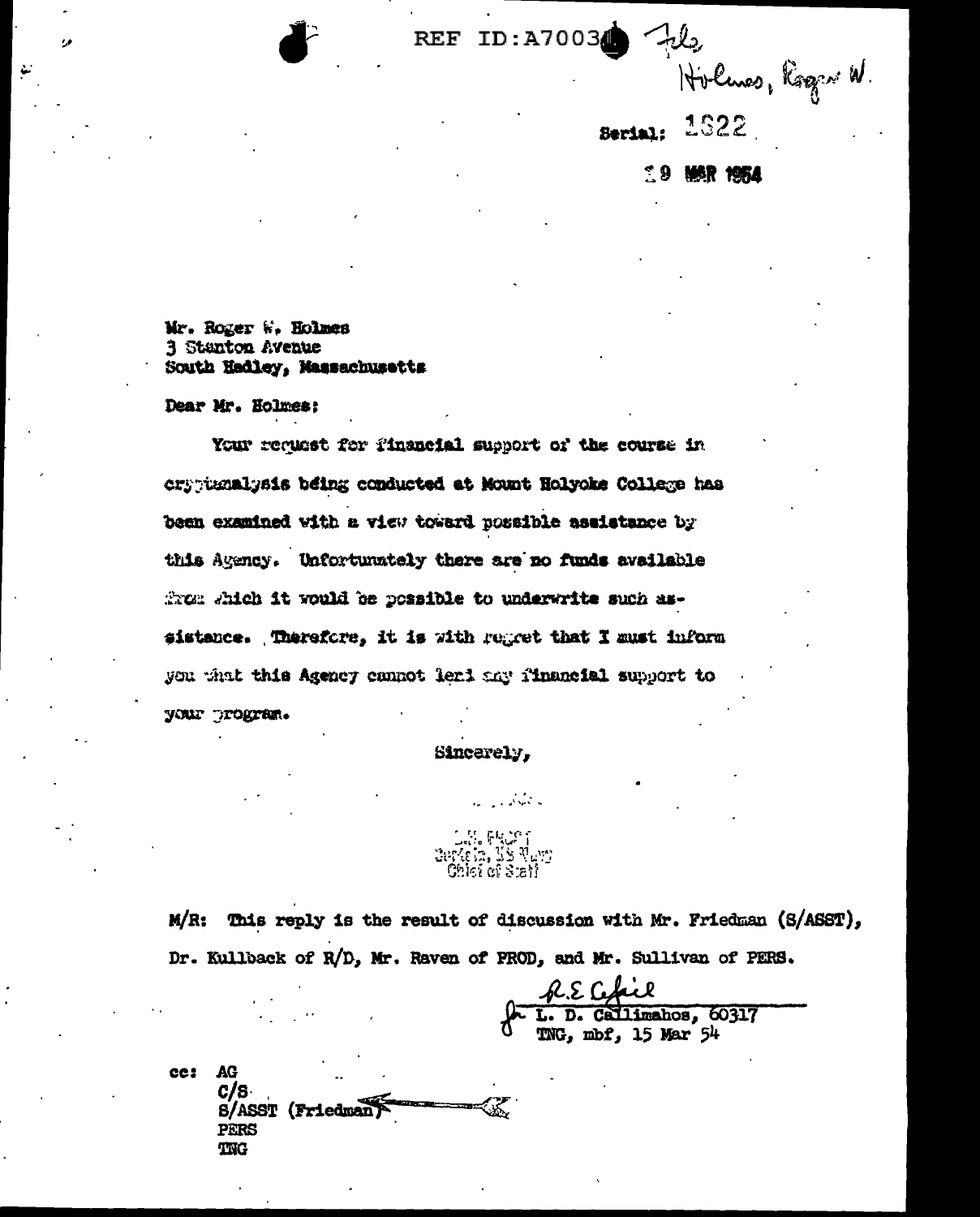REF ID:A70030 File Holmes, Roger W.

Serial: 1822

19 MAR 1954

Mr. Roger W. Holmes
3 Stanton Avenue
South Hadley, Massachusetts

Dear Mr. Holmes:

Your request for financial support of the course in cryptanalysis being conducted at Mount Holyoke College has been examined with a view toward possible assistance by this Agency. Unfortunately there are no funds available from which it would be possible to underwrite such assistance. Therefore, it is with regret that I must inform you that this Agency cannot lend any financial support to your program.

Sincerely,

L.H. FROST
Captain, US Navy
Chief of Staff

M/R: This reply is the result of discussion with Mr. Friedman (S/ASST), Dr. Kullback of R/D, Mr. Raven of PROD, and Mr. Sullivan of PERS.

R.E. Cafiel
for L. D. Callimahos, 60317
TNG, mbf, 15 Mar 54

cc: AG
C/S
S/ASST (Friedman)
PERS
TNG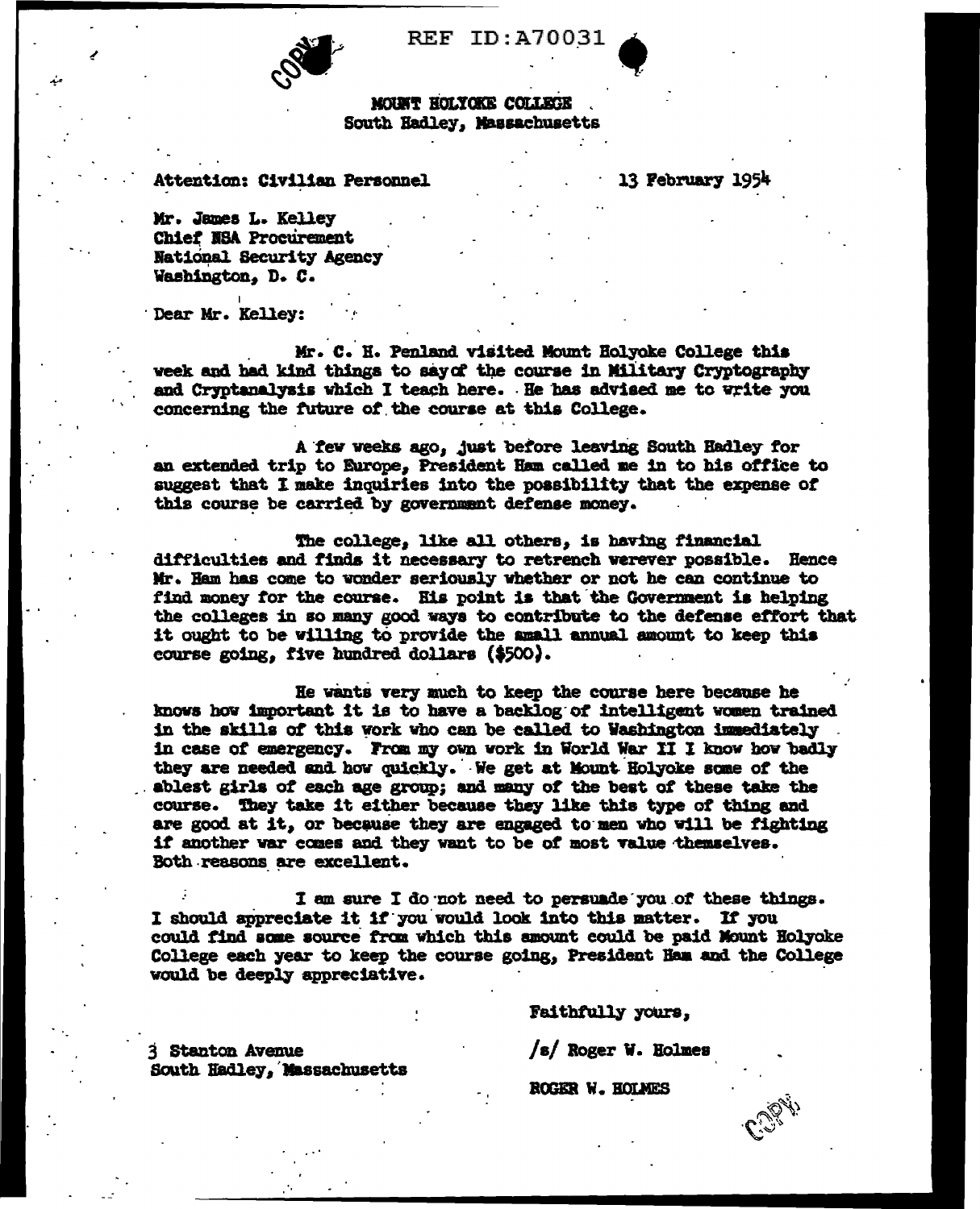REF ID:A70031

COPY

MOUNT HOLYOKE COLLEGE
South Hadley, Massachusetts

Attention: Civilian Personnel

13 February 1954

Mr. James L. Kelley
Chief NSA Procurement
National Security Agency
Washington, D. C.

Dear Mr. Kelley:

Mr. C. H. Penland visited Mount Holyoke College this week and had kind things to say of the course in Military Cryptography and Cryptanalysis which I teach here. He has advised me to write you concerning the future of the course at this College.

A few weeks ago, just before leaving South Hadley for an extended trip to Europe, President Ham called me in to his office to suggest that I make inquiries into the possibility that the expense of this course be carried by government defense money.

The college, like all others, is having financial difficulties and finds it necessary to retrench werever possible. Hence Mr. Ham has come to wonder seriously whether or not he can continue to find money for the course. His point is that the Government is helping the colleges in so many good ways to contribute to the defense effort that it ought to be willing to provide the small annual amount to keep this course going, five hundred dollars ($500).

He wants very much to keep the course here because he knows how important it is to have a backlog of intelligent women trained in the skills of this work who can be called to Washington immediately in case of emergency. From my own work in World War II I know how badly they are needed and how quickly. We get at Mount Holyoke some of the ablest girls of each age group; and many of the best of these take the course. They take it either because they like this type of thing and are good at it, or because they are engaged to men who will be fighting if another war comes and they want to be of most value themselves. Both reasons are excellent.

I am sure I do not need to persuade you of these things. I should appreciate it if you would look into this matter. If you could find some source from which this amount could be paid Mount Holyoke College each year to keep the course going, President Ham and the College would be deeply appreciative.

Faithfully yours,

/s/ Roger W. Holmes

ROGER W. HOLMES

3 Stanton Avenue
South Hadley, Massachusetts

COPY